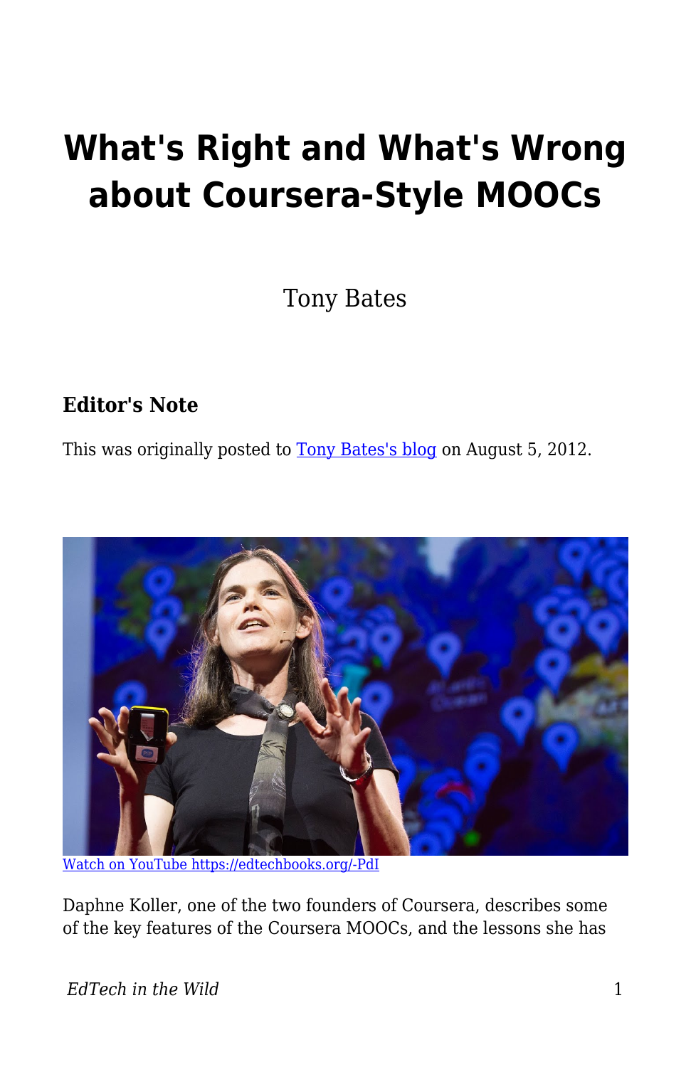# What's Right and What's Wrong about Coursera-Style MOOCs

Tony Bates

### Editor's Note

This was originally posted to [Tony Bates's blog](#) on August 5, 2012.

[Watch on YouTube https://edtechbooks.org/-PdI](https://edtechbooks.org/-PdI)

Daphne Koller, one of the two founders of Coursera, describes some of the key features of the Coursera MOOCs, and the lessons she has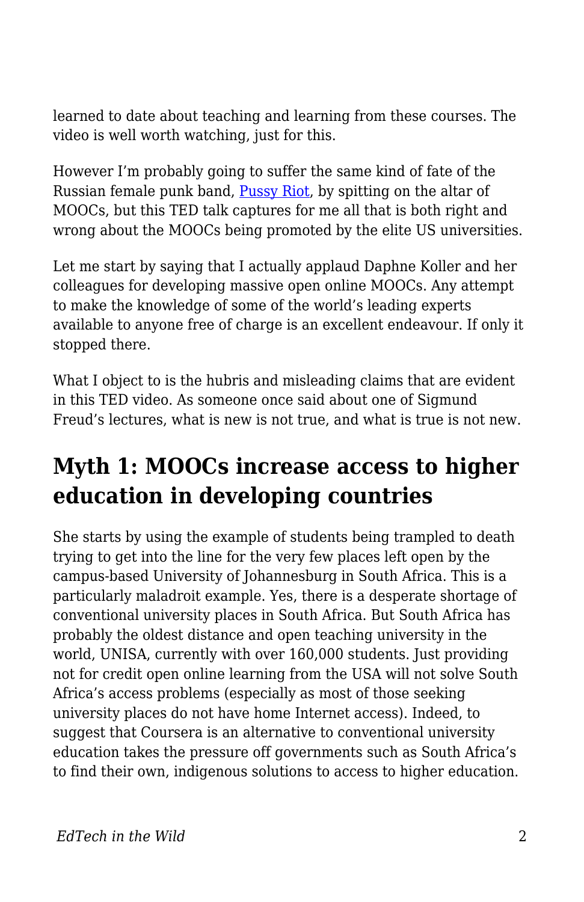learned to date about teaching and learning from these courses. The video is well worth watching, just for this.

However I'm probably going to suffer the same kind of fate of the Russian female punk band, [Pussy Riot](), by spitting on the altar of MOOCs, but this TED talk captures for me all that is both right and wrong about the MOOCs being promoted by the elite US universities.

Let me start by saying that I actually applaud Daphne Koller and her colleagues for developing massive open online MOOCs. Any attempt to make the knowledge of some of the world's leading experts available to anyone free of charge is an excellent endeavour. If only it stopped there.

What I object to is the hubris and misleading claims that are evident in this TED video. As someone once said about one of Sigmund Freud's lectures, what is new is not true, and what is true is not new.

## Myth 1: MOOCs increase access to higher education in developing countries

She starts by using the example of students being trampled to death trying to get into the line for the very few places left open by the campus-based University of Johannesburg in South Africa. This is a particularly maladroit example. Yes, there is a desperate shortage of conventional university places in South Africa. But South Africa has probably the oldest distance and open teaching university in the world, UNISA, currently with over 160,000 students. Just providing not for credit open online learning from the USA will not solve South Africa's access problems (especially as most of those seeking university places do not have home Internet access). Indeed, to suggest that Coursera is an alternative to conventional university education takes the pressure off governments such as South Africa's to find their own, indigenous solutions to access to higher education.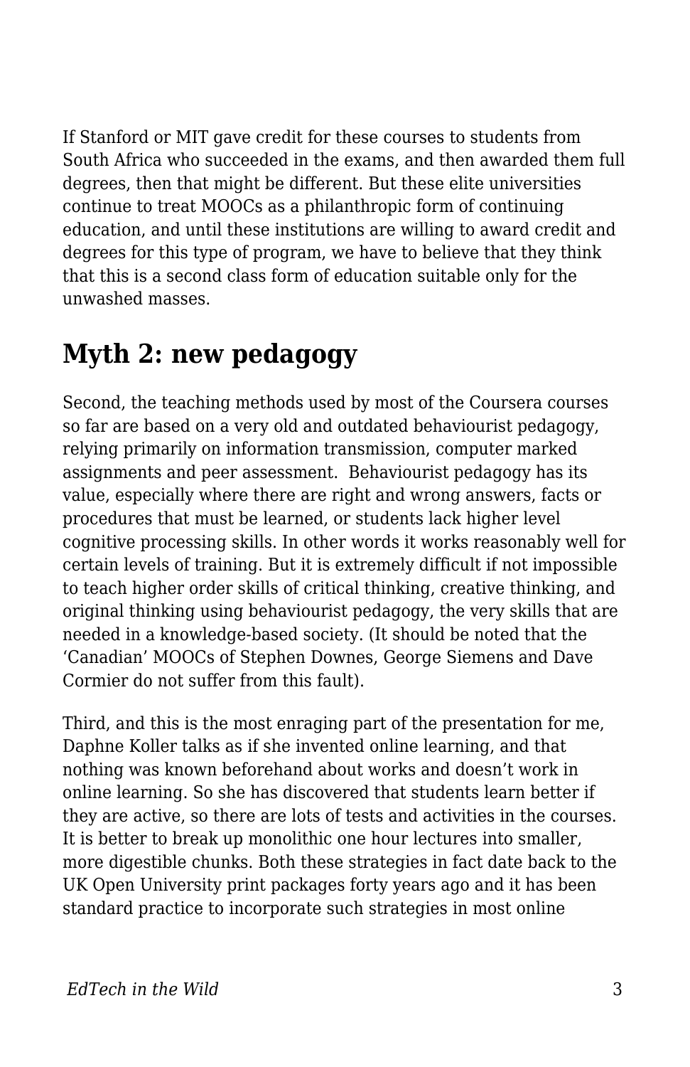If Stanford or MIT gave credit for these courses to students from South Africa who succeeded in the exams, and then awarded them full degrees, then that might be different. But these elite universities continue to treat MOOCs as a philanthropic form of continuing education, and until these institutions are willing to award credit and degrees for this type of program, we have to believe that they think that this is a second class form of education suitable only for the unwashed masses.

## Myth 2: new pedagogy

Second, the teaching methods used by most of the Coursera courses so far are based on a very old and outdated behaviourist pedagogy, relying primarily on information transmission, computer marked assignments and peer assessment. Behaviourist pedagogy has its value, especially where there are right and wrong answers, facts or procedures that must be learned, or students lack higher level cognitive processing skills. In other words it works reasonably well for certain levels of training. But it is extremely difficult if not impossible to teach higher order skills of critical thinking, creative thinking, and original thinking using behaviourist pedagogy, the very skills that are needed in a knowledge-based society. (It should be noted that the 'Canadian' MOOCs of Stephen Downes, George Siemens and Dave Cormier do not suffer from this fault).

Third, and this is the most enraging part of the presentation for me, Daphne Koller talks as if she invented online learning, and that nothing was known beforehand about works and doesn't work in online learning. So she has discovered that students learn better if they are active, so there are lots of tests and activities in the courses. It is better to break up monolithic one hour lectures into smaller, more digestible chunks. Both these strategies in fact date back to the UK Open University print packages forty years ago and it has been standard practice to incorporate such strategies in most online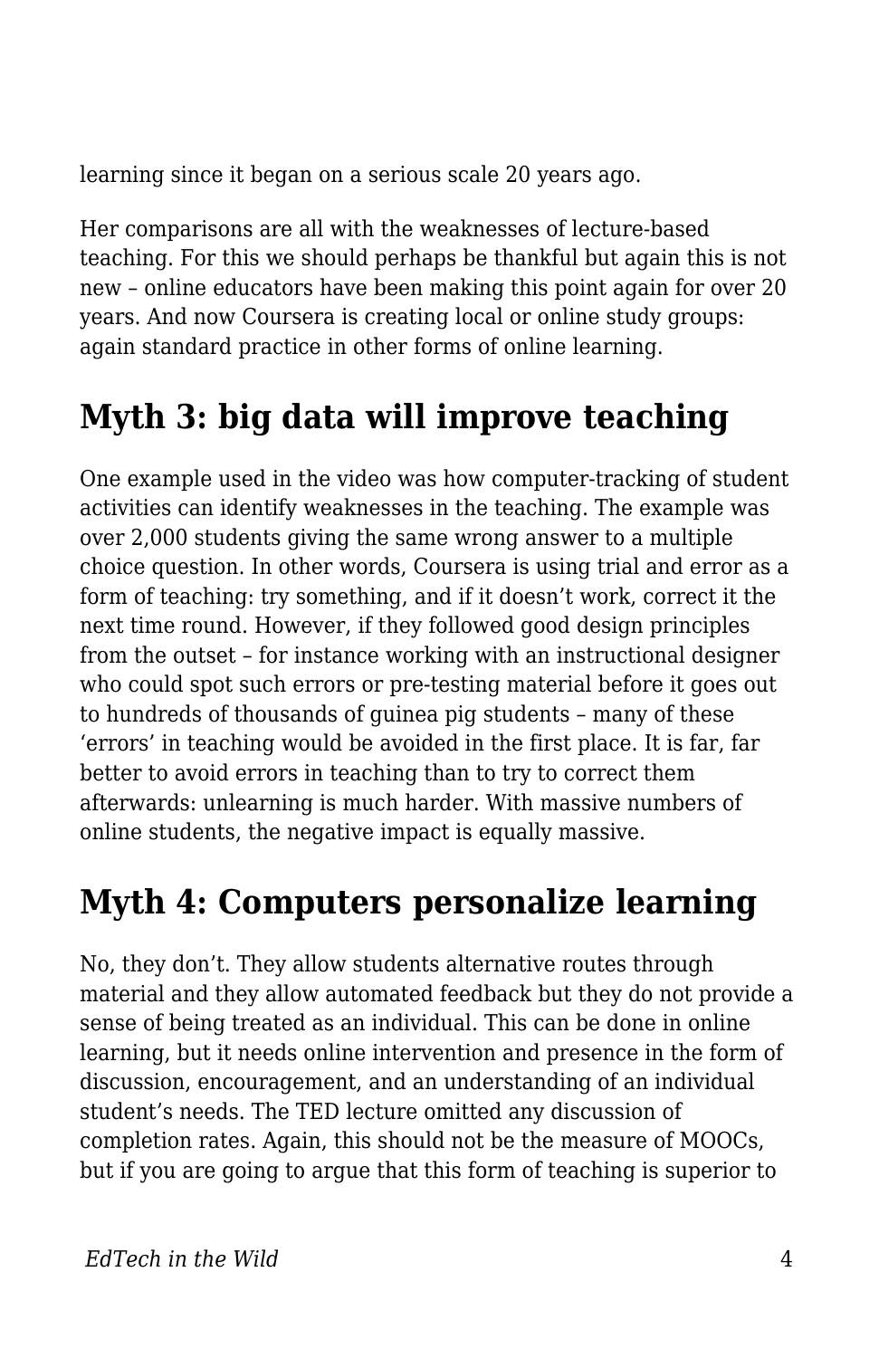learning since it began on a serious scale 20 years ago.

Her comparisons are all with the weaknesses of lecture-based teaching. For this we should perhaps be thankful but again this is not new – online educators have been making this point again for over 20 years. And now Coursera is creating local or online study groups: again standard practice in other forms of online learning.

## Myth 3: big data will improve teaching

One example used in the video was how computer-tracking of student activities can identify weaknesses in the teaching. The example was over 2,000 students giving the same wrong answer to a multiple choice question. In other words, Coursera is using trial and error as a form of teaching: try something, and if it doesn't work, correct it the next time round. However, if they followed good design principles from the outset – for instance working with an instructional designer who could spot such errors or pre-testing material before it goes out to hundreds of thousands of guinea pig students – many of these 'errors' in teaching would be avoided in the first place. It is far, far better to avoid errors in teaching than to try to correct them afterwards: unlearning is much harder. With massive numbers of online students, the negative impact is equally massive.

## Myth 4: Computers personalize learning

No, they don't. They allow students alternative routes through material and they allow automated feedback but they do not provide a sense of being treated as an individual. This can be done in online learning, but it needs online intervention and presence in the form of discussion, encouragement, and an understanding of an individual student's needs. The TED lecture omitted any discussion of completion rates. Again, this should not be the measure of MOOCs, but if you are going to argue that this form of teaching is superior to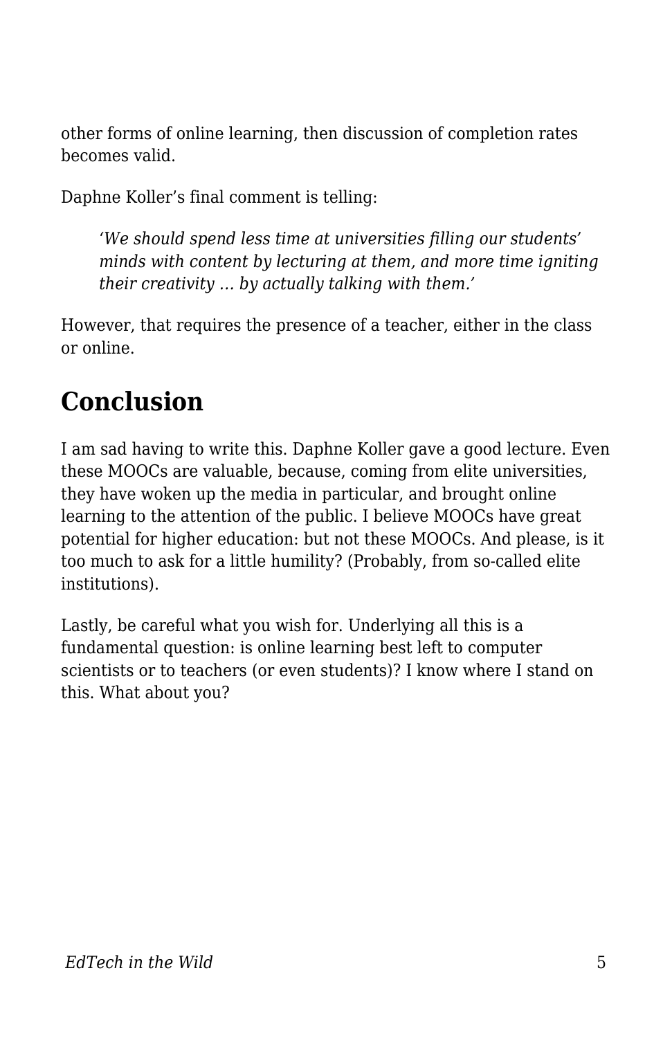other forms of online learning, then discussion of completion rates becomes valid.

Daphne Koller's final comment is telling:

> *'We should spend less time at universities filling our students' minds with content by lecturing at them, and more time igniting their creativity … by actually talking with them.'*

However, that requires the presence of a teacher, either in the class or online.

## Conclusion

I am sad having to write this. Daphne Koller gave a good lecture. Even these MOOCs are valuable, because, coming from elite universities, they have woken up the media in particular, and brought online learning to the attention of the public. I believe MOOCs have great potential for higher education: but not these MOOCs. And please, is it too much to ask for a little humility? (Probably, from so-called elite institutions).

Lastly, be careful what you wish for. Underlying all this is a fundamental question: is online learning best left to computer scientists or to teachers (or even students)? I know where I stand on this. What about you?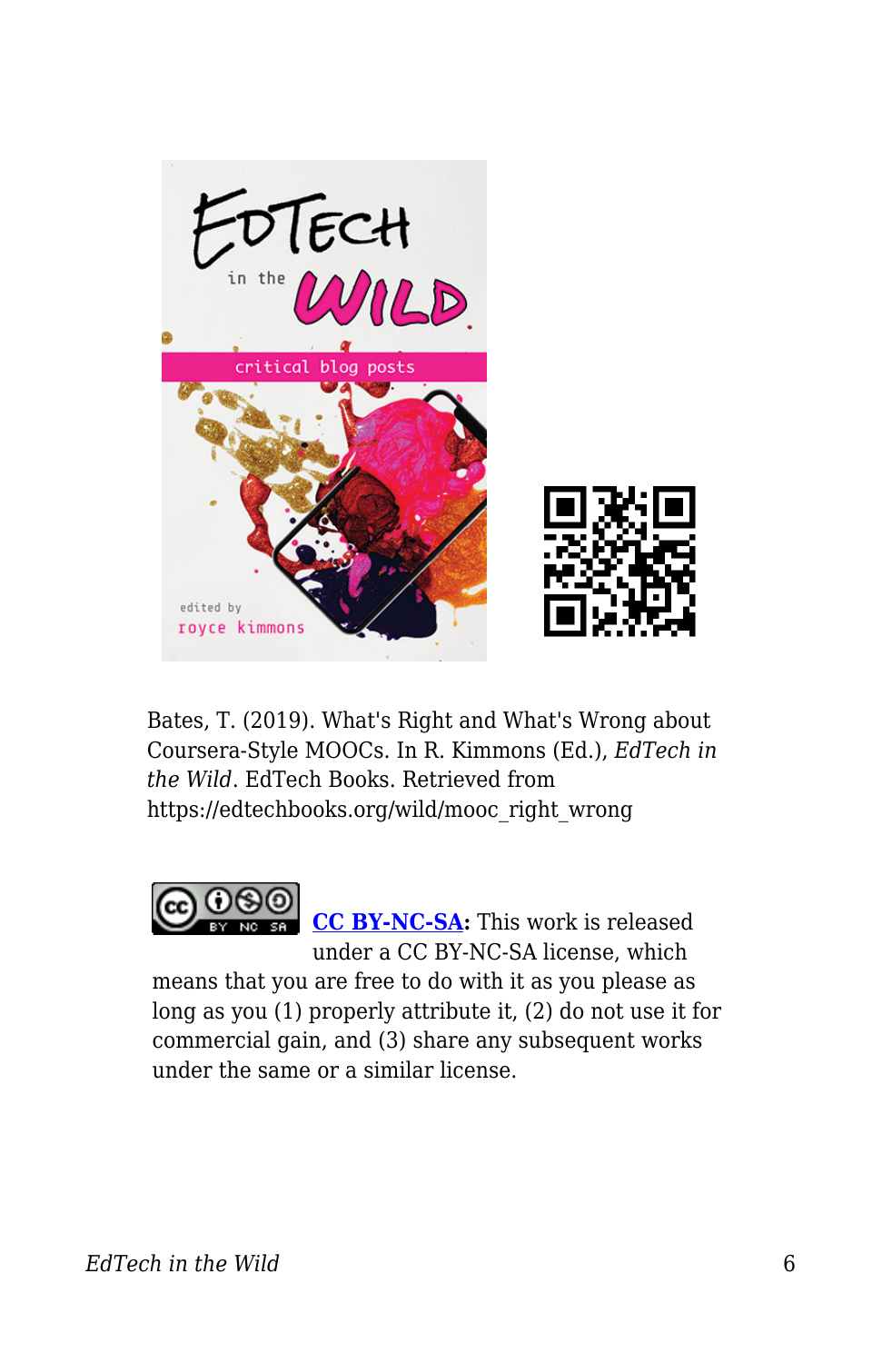Bates, T. (2019). What's Right and What's Wrong about Coursera-Style MOOCs. In R. Kimmons (Ed.), *EdTech in the Wild*. EdTech Books. Retrieved from https://edtechbooks.org/wild/mooc_right_wrong

**CC BY-NC-SA:** This work is released under a CC BY-NC-SA license, which means that you are free to do with it as you please as long as you (1) properly attribute it, (2) do not use it for commercial gain, and (3) share any subsequent works under the same or a similar license.